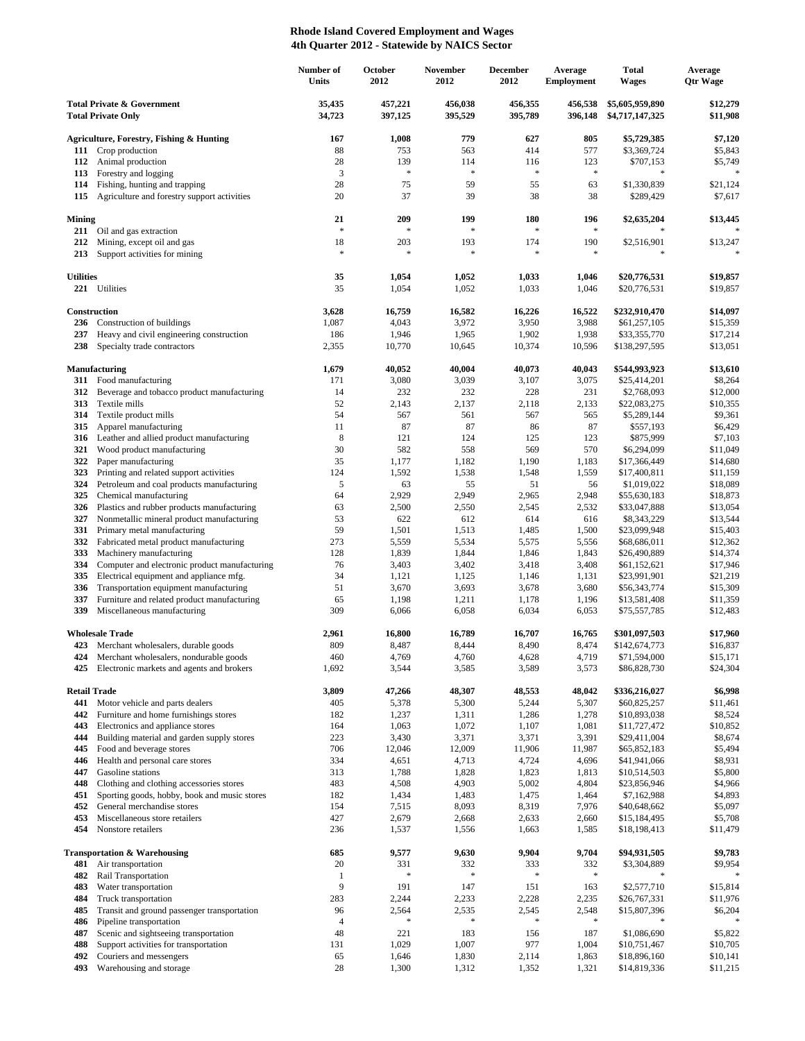# Rhode Island Covered Employment and Wages
## 4th Quarter 2012 - Statewide by NAICS Sector

| | | Number of Units | October 2012 | November 2012 | December 2012 | Average Employment | Total Wages | Average Qtr Wage |
|---|---|---|---|---|---|---|---|---|
| **Total Private & Government** | | **35,435** | **457,221** | **456,038** | **456,355** | **456,538** | **$5,605,959,890** | **$12,279** |
| **Total Private Only** | | **34,723** | **397,125** | **395,529** | **395,789** | **396,148** | **$4,717,147,325** | **$11,908** |
| **Agriculture, Forestry, Fishing & Hunting** | | **167** | **1,008** | **779** | **627** | **805** | **$5,729,385** | **$7,120** |
| 111 | Crop production | 88 | 753 | 563 | 414 | 577 | $3,369,724 | $5,843 |
| 112 | Animal production | 28 | 139 | 114 | 116 | 123 | $707,153 | $5,749 |
| 113 | Forestry and logging | 3 | * | * | * | * | * | * |
| 114 | Fishing, hunting and trapping | 28 | 75 | 59 | 55 | 63 | $1,330,839 | $21,124 |
| 115 | Agriculture and forestry support activities | 20 | 37 | 39 | 38 | 38 | $289,429 | $7,617 |
| **Mining** | | **21** | **209** | **199** | **180** | **196** | **$2,635,204** | **$13,445** |
| 211 | Oil and gas extraction | * | * | * | * | * | * | * |
| 212 | Mining, except oil and gas | 18 | 203 | 193 | 174 | 190 | $2,516,901 | $13,247 |
| 213 | Support activities for mining | * | * | * | * | * | * | * |
| **Utilities** | | **35** | **1,054** | **1,052** | **1,033** | **1,046** | **$20,776,531** | **$19,857** |
| 221 | Utilities | 35 | 1,054 | 1,052 | 1,033 | 1,046 | $20,776,531 | $19,857 |
| **Construction** | | **3,628** | **16,759** | **16,582** | **16,226** | **16,522** | **$232,910,470** | **$14,097** |
| 236 | Construction of buildings | 1,087 | 4,043 | 3,972 | 3,950 | 3,988 | $61,257,105 | $15,359 |
| 237 | Heavy and civil engineering construction | 186 | 1,946 | 1,965 | 1,902 | 1,938 | $33,355,770 | $17,214 |
| 238 | Specialty trade contractors | 2,355 | 10,770 | 10,645 | 10,374 | 10,596 | $138,297,595 | $13,051 |
| **Manufacturing** | | **1,679** | **40,052** | **40,004** | **40,073** | **40,043** | **$544,993,923** | **$13,610** |
| 311 | Food manufacturing | 171 | 3,080 | 3,039 | 3,107 | 3,075 | $25,414,201 | $8,264 |
| 312 | Beverage and tobacco product manufacturing | 14 | 232 | 232 | 228 | 231 | $2,768,093 | $12,000 |
| 313 | Textile mills | 52 | 2,143 | 2,137 | 2,118 | 2,133 | $22,083,275 | $10,355 |
| 314 | Textile product mills | 54 | 567 | 561 | 567 | 565 | $5,289,144 | $9,361 |
| 315 | Apparel manufacturing | 11 | 87 | 87 | 86 | 87 | $557,193 | $6,429 |
| 316 | Leather and allied product manufacturing | 8 | 121 | 124 | 125 | 123 | $875,999 | $7,103 |
| 321 | Wood product manufacturing | 30 | 582 | 558 | 569 | 570 | $6,294,099 | $11,049 |
| 322 | Paper manufacturing | 35 | 1,177 | 1,182 | 1,190 | 1,183 | $17,366,449 | $14,680 |
| 323 | Printing and related support activities | 124 | 1,592 | 1,538 | 1,548 | 1,559 | $17,400,811 | $11,159 |
| 324 | Petroleum and coal products manufacturing | 5 | 63 | 55 | 51 | 56 | $1,019,022 | $18,089 |
| 325 | Chemical manufacturing | 64 | 2,929 | 2,949 | 2,965 | 2,948 | $55,630,183 | $18,873 |
| 326 | Plastics and rubber products manufacturing | 63 | 2,500 | 2,550 | 2,545 | 2,532 | $33,047,888 | $13,054 |
| 327 | Nonmetallic mineral product manufacturing | 53 | 622 | 612 | 614 | 616 | $8,343,229 | $13,544 |
| 331 | Primary metal manufacturing | 59 | 1,501 | 1,513 | 1,485 | 1,500 | $23,099,948 | $15,403 |
| 332 | Fabricated metal product manufacturing | 273 | 5,559 | 5,534 | 5,575 | 5,556 | $68,686,011 | $12,362 |
| 333 | Machinery manufacturing | 128 | 1,839 | 1,844 | 1,846 | 1,843 | $26,490,889 | $14,374 |
| 334 | Computer and electronic product manufacturing | 76 | 3,403 | 3,402 | 3,418 | 3,408 | $61,152,621 | $17,946 |
| 335 | Electrical equipment and appliance mfg. | 34 | 1,121 | 1,125 | 1,146 | 1,131 | $23,991,901 | $21,219 |
| 336 | Transportation equipment manufacturing | 51 | 3,670 | 3,693 | 3,678 | 3,680 | $56,343,774 | $15,309 |
| 337 | Furniture and related product manufacturing | 65 | 1,198 | 1,211 | 1,178 | 1,196 | $13,581,408 | $11,359 |
| 339 | Miscellaneous manufacturing | 309 | 6,066 | 6,058 | 6,034 | 6,053 | $75,557,785 | $12,483 |
| **Wholesale Trade** | | **2,961** | **16,800** | **16,789** | **16,707** | **16,765** | **$301,097,503** | **$17,960** |
| 423 | Merchant wholesalers, durable goods | 809 | 8,487 | 8,444 | 8,490 | 8,474 | $142,674,773 | $16,837 |
| 424 | Merchant wholesalers, nondurable goods | 460 | 4,769 | 4,760 | 4,628 | 4,719 | $71,594,000 | $15,171 |
| 425 | Electronic markets and agents and brokers | 1,692 | 3,544 | 3,585 | 3,589 | 3,573 | $86,828,730 | $24,304 |
| **Retail Trade** | | **3,809** | **47,266** | **48,307** | **48,553** | **48,042** | **$336,216,027** | **$6,998** |
| 441 | Motor vehicle and parts dealers | 405 | 5,378 | 5,300 | 5,244 | 5,307 | $60,825,257 | $11,461 |
| 442 | Furniture and home furnishings stores | 182 | 1,237 | 1,311 | 1,286 | 1,278 | $10,893,038 | $8,524 |
| 443 | Electronics and appliance stores | 164 | 1,063 | 1,072 | 1,107 | 1,081 | $11,727,472 | $10,852 |
| 444 | Building material and garden supply stores | 223 | 3,430 | 3,371 | 3,371 | 3,391 | $29,411,004 | $8,674 |
| 445 | Food and beverage stores | 706 | 12,046 | 12,009 | 11,906 | 11,987 | $65,852,183 | $5,494 |
| 446 | Health and personal care stores | 334 | 4,651 | 4,713 | 4,724 | 4,696 | $41,941,066 | $8,931 |
| 447 | Gasoline stations | 313 | 1,788 | 1,828 | 1,823 | 1,813 | $10,514,503 | $5,800 |
| 448 | Clothing and clothing accessories stores | 483 | 4,508 | 4,903 | 5,002 | 4,804 | $23,856,946 | $4,966 |
| 451 | Sporting goods, hobby, book and music stores | 182 | 1,434 | 1,483 | 1,475 | 1,464 | $7,162,988 | $4,893 |
| 452 | General merchandise stores | 154 | 7,515 | 8,093 | 8,319 | 7,976 | $40,648,662 | $5,097 |
| 453 | Miscellaneous store retailers | 427 | 2,679 | 2,668 | 2,633 | 2,660 | $15,184,495 | $5,708 |
| 454 | Nonstore retailers | 236 | 1,537 | 1,556 | 1,663 | 1,585 | $18,198,413 | $11,479 |
| **Transportation & Warehousing** | | **685** | **9,577** | **9,630** | **9,904** | **9,704** | **$94,931,505** | **$9,783** |
| 481 | Air transportation | 20 | 331 | 332 | 333 | 332 | $3,304,889 | $9,954 |
| 482 | Rail Transportation | 1 | * | * | * | * | * | * |
| 483 | Water transportation | 9 | 191 | 147 | 151 | 163 | $2,577,710 | $15,814 |
| 484 | Truck transportation | 283 | 2,244 | 2,233 | 2,228 | 2,235 | $26,767,331 | $11,976 |
| 485 | Transit and ground passenger transportation | 96 | 2,564 | 2,535 | 2,545 | 2,548 | $15,807,396 | $6,204 |
| 486 | Pipeline transportation | 4 | * | * | * | * | * | * |
| 487 | Scenic and sightseeing transportation | 48 | 221 | 183 | 156 | 187 | $1,086,690 | $5,822 |
| 488 | Support activities for transportation | 131 | 1,029 | 1,007 | 977 | 1,004 | $10,751,467 | $10,705 |
| 492 | Couriers and messengers | 65 | 1,646 | 1,830 | 2,114 | 1,863 | $18,896,160 | $10,141 |
| 493 | Warehousing and storage | 28 | 1,300 | 1,312 | 1,352 | 1,321 | $14,819,336 | $11,215 |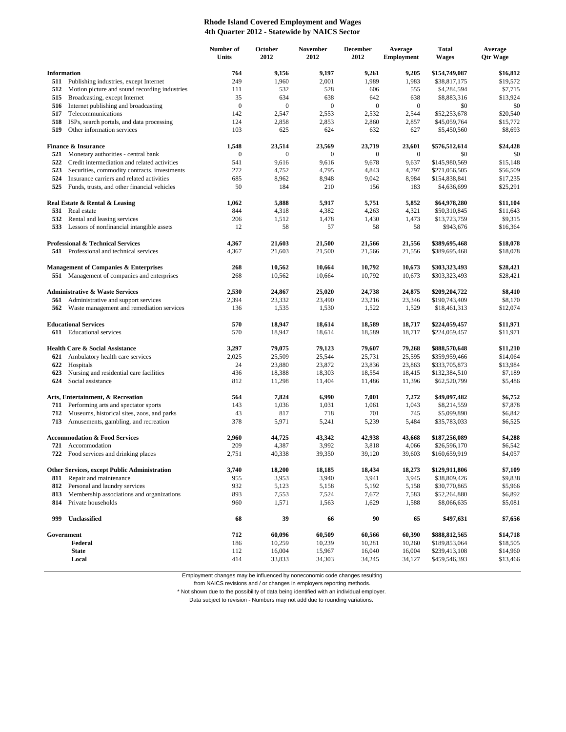# Rhode Island Covered Employment and Wages
## 4th Quarter 2012 - Statewide by NAICS Sector

| | Number of Units | October 2012 | November 2012 | December 2012 | Average Employment | Total Wages | Average Qtr Wage |
|---|---|---|---|---|---|---|---|
| **Information** | **764** | **9,156** | **9,197** | **9,261** | **9,205** | **$154,749,087** | **$16,812** |
| **511** Publishing industries, except Internet | 249 | 1,960 | 2,001 | 1,989 | 1,983 | $38,817,175 | $19,572 |
| **512** Motion picture and sound recording industries | 111 | 532 | 528 | 606 | 555 | $4,284,594 | $7,715 |
| **515** Broadcasting, except Internet | 35 | 634 | 638 | 642 | 638 | $8,883,316 | $13,924 |
| **516** Internet publishing and broadcasting | 0 | 0 | 0 | 0 | 0 | $0 | $0 |
| **517** Telecommunications | 142 | 2,547 | 2,553 | 2,532 | 2,544 | $52,253,678 | $20,540 |
| **518** ISPs, search portals, and data processing | 124 | 2,858 | 2,853 | 2,860 | 2,857 | $45,059,764 | $15,772 |
| **519** Other information services | 103 | 625 | 624 | 632 | 627 | $5,450,560 | $8,693 |
| **Finance & Insurance** | **1,548** | **23,514** | **23,569** | **23,719** | **23,601** | **$576,512,614** | **$24,428** |
| **521** Monetary authorities - central bank | 0 | 0 | 0 | 0 | 0 | $0 | $0 |
| **522** Credit intermediation and related activities | 541 | 9,616 | 9,616 | 9,678 | 9,637 | $145,980,569 | $15,148 |
| **523** Securities, commodity contracts, investments | 272 | 4,752 | 4,795 | 4,843 | 4,797 | $271,056,505 | $56,509 |
| **524** Insurance carriers and related activities | 685 | 8,962 | 8,948 | 9,042 | 8,984 | $154,838,841 | $17,235 |
| **525** Funds, trusts, and other financial vehicles | 50 | 184 | 210 | 156 | 183 | $4,636,699 | $25,291 |
| **Real Estate & Rental & Leasing** | **1,062** | **5,888** | **5,917** | **5,751** | **5,852** | **$64,978,280** | **$11,104** |
| **531** Real estate | 844 | 4,318 | 4,382 | 4,263 | 4,321 | $50,310,845 | $11,643 |
| **532** Rental and leasing services | 206 | 1,512 | 1,478 | 1,430 | 1,473 | $13,723,759 | $9,315 |
| **533** Lessors of nonfinancial intangible assets | 12 | 58 | 57 | 58 | 58 | $943,676 | $16,364 |
| **Professional & Technical Services** | **4,367** | **21,603** | **21,500** | **21,566** | **21,556** | **$389,695,468** | **$18,078** |
| **541** Professional and technical services | 4,367 | 21,603 | 21,500 | 21,566 | 21,556 | $389,695,468 | $18,078 |
| **Management of Companies & Enterprises** | **268** | **10,562** | **10,664** | **10,792** | **10,673** | **$303,323,493** | **$28,421** |
| **551** Management of companies and enterprises | 268 | 10,562 | 10,664 | 10,792 | 10,673 | $303,323,493 | $28,421 |
| **Administrative & Waste Services** | **2,530** | **24,867** | **25,020** | **24,738** | **24,875** | **$209,204,722** | **$8,410** |
| **561** Administrative and support services | 2,394 | 23,332 | 23,490 | 23,216 | 23,346 | $190,743,409 | $8,170 |
| **562** Waste management and remediation services | 136 | 1,535 | 1,530 | 1,522 | 1,529 | $18,461,313 | $12,074 |
| **Educational Services** | **570** | **18,947** | **18,614** | **18,589** | **18,717** | **$224,059,457** | **$11,971** |
| **611** Educational services | 570 | 18,947 | 18,614 | 18,589 | 18,717 | $224,059,457 | $11,971 |
| **Health Care & Social Assistance** | **3,297** | **79,075** | **79,123** | **79,607** | **79,268** | **$888,570,648** | **$11,210** |
| **621** Ambulatory health care services | 2,025 | 25,509 | 25,544 | 25,731 | 25,595 | $359,959,466 | $14,064 |
| **622** Hospitals | 24 | 23,880 | 23,872 | 23,836 | 23,863 | $333,705,873 | $13,984 |
| **623** Nursing and residential care facilities | 436 | 18,388 | 18,303 | 18,554 | 18,415 | $132,384,510 | $7,189 |
| **624** Social assistance | 812 | 11,298 | 11,404 | 11,486 | 11,396 | $62,520,799 | $5,486 |
| **Arts, Entertainment, & Recreation** | **564** | **7,824** | **6,990** | **7,001** | **7,272** | **$49,097,482** | **$6,752** |
| **711** Performing arts and spectator sports | 143 | 1,036 | 1,031 | 1,061 | 1,043 | $8,214,559 | $7,878 |
| **712** Museums, historical sites, zoos, and parks | 43 | 817 | 718 | 701 | 745 | $5,099,890 | $6,842 |
| **713** Amusements, gambling, and recreation | 378 | 5,971 | 5,241 | 5,239 | 5,484 | $35,783,033 | $6,525 |
| **Accommodation & Food Services** | **2,960** | **44,725** | **43,342** | **42,938** | **43,668** | **$187,256,089** | **$4,288** |
| **721** Accommodation | 209 | 4,387 | 3,992 | 3,818 | 4,066 | $26,596,170 | $6,542 |
| **722** Food services and drinking places | 2,751 | 40,338 | 39,350 | 39,120 | 39,603 | $160,659,919 | $4,057 |
| **Other Services, except Public Administration** | **3,740** | **18,200** | **18,185** | **18,434** | **18,273** | **$129,911,806** | **$7,109** |
| **811** Repair and maintenance | 955 | 3,953 | 3,940 | 3,941 | 3,945 | $38,809,426 | $9,838 |
| **812** Personal and laundry services | 932 | 5,123 | 5,158 | 5,192 | 5,158 | $30,770,865 | $5,966 |
| **813** Membership associations and organizations | 893 | 7,553 | 7,524 | 7,672 | 7,583 | $52,264,880 | $6,892 |
| **814** Private households | 960 | 1,571 | 1,563 | 1,629 | 1,588 | $8,066,635 | $5,081 |
| **999 Unclassified** | **68** | **39** | **66** | **90** | **65** | **$497,631** | **$7,656** |
| **Government** | **712** | **60,096** | **60,509** | **60,566** | **60,390** | **$888,812,565** | **$14,718** |
| **Federal** | 186 | 10,259 | 10,239 | 10,281 | 10,260 | $189,853,064 | $18,505 |
| **State** | 112 | 16,004 | 15,967 | 16,040 | 16,004 | $239,413,108 | $14,960 |
| **Local** | 414 | 33,833 | 34,303 | 34,245 | 34,127 | $459,546,393 | $13,466 |

Employment changes may be influenced by noneconomic code changes resulting from NAICS revisions and / or changes in employers reporting methods.

* Not shown due to the possibility of data being identified with an individual employer.

Data subject to revision - Numbers may not add due to rounding variations.